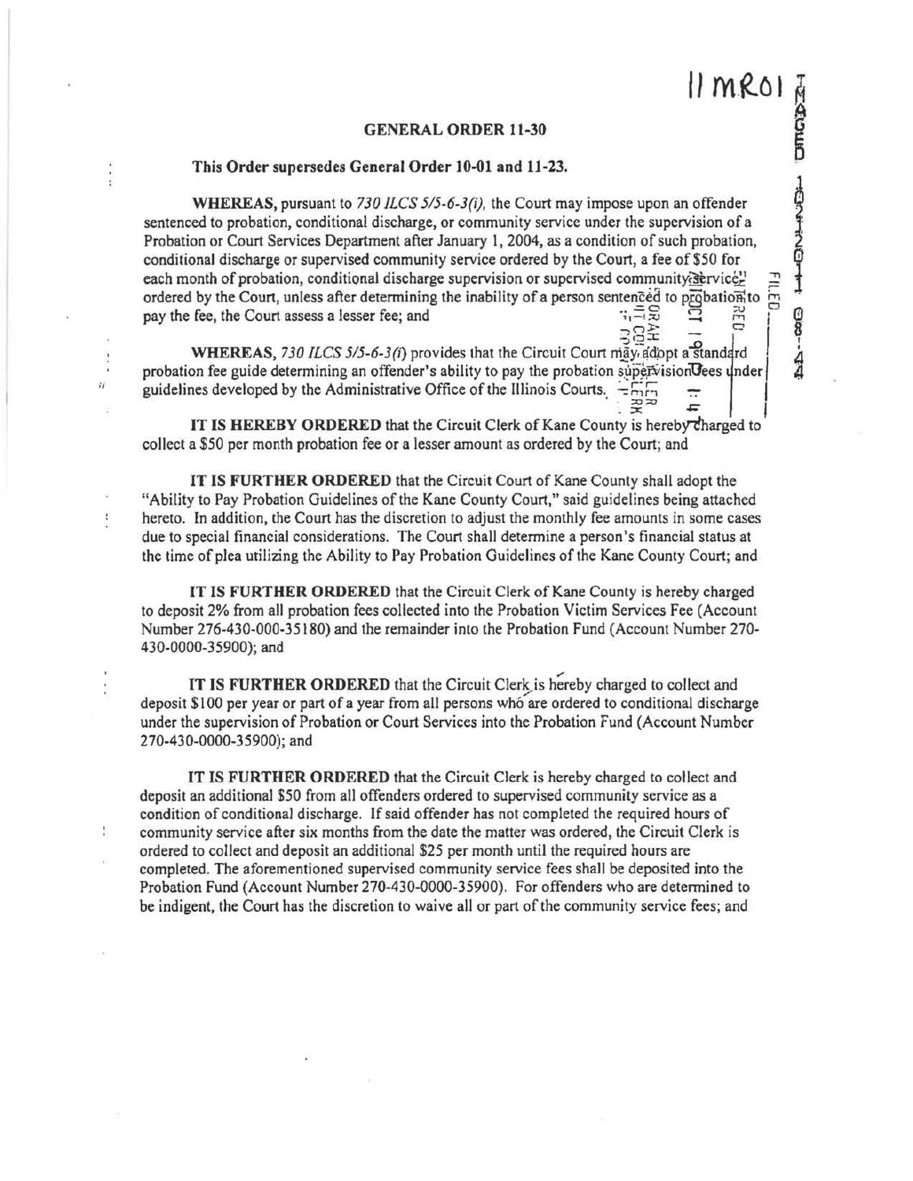11MR01

**GENERAL ORDER 11-30**

**This Order supersedes General Order 10-01 and 11-23.**

**WHEREAS,** pursuant to *730 ILCS 5/5-6-3(i),* the Court may impose upon an offender sentenced to probation, conditional discharge, or community service under the supervision of a Probation or Court Services Department after January 1, 2004, as a condition of such probation, conditional discharge or supervised community service ordered by the Court, a fee of $50 for each month of probation, conditional discharge supervision or supervised community service ordered by the Court, unless after determining the inability of a person sentenced to probation to pay the fee, the Court assess a lesser fee; and

**WHEREAS,** *730 ILCS 5/5-6-3(i)* provides that the Circuit Court may adopt a standard probation fee guide determining an offender's ability to pay the probation supervision fees under guidelines developed by the Administrative Office of the Illinois Courts.

**IT IS HEREBY ORDERED** that the Circuit Clerk of Kane County is hereby charged to collect a $50 per month probation fee or a lesser amount as ordered by the Court; and

**IT IS FURTHER ORDERED** that the Circuit Court of Kane County shall adopt the "Ability to Pay Probation Guidelines of the Kane County Court," said guidelines being attached hereto. In addition, the Court has the discretion to adjust the monthly fee amounts in some cases due to special financial considerations. The Court shall determine a person's financial status at the time of plea utilizing the Ability to Pay Probation Guidelines of the Kane County Court; and

**IT IS FURTHER ORDERED** that the Circuit Clerk of Kane County is hereby charged to deposit 2% from all probation fees collected into the Probation Victim Services Fee (Account Number 276-430-000-35180) and the remainder into the Probation Fund (Account Number 270-430-0000-35900); and

**IT IS FURTHER ORDERED** that the Circuit Clerk is hereby charged to collect and deposit $100 per year or part of a year from all persons who are ordered to conditional discharge under the supervision of Probation or Court Services into the Probation Fund (Account Number 270-430-0000-35900); and

**IT IS FURTHER ORDERED** that the Circuit Clerk is hereby charged to collect and deposit an additional $50 from all offenders ordered to supervised community service as a condition of conditional discharge. If said offender has not completed the required hours of community service after six months from the date the matter was ordered, the Circuit Clerk is ordered to collect and deposit an additional $25 per month until the required hours are completed. The aforementioned supervised community service fees shall be deposited into the Probation Fund (Account Number 270-430-0000-35900). For offenders who are determined to be indigent, the Court has the discretion to waive all or part of the community service fees; and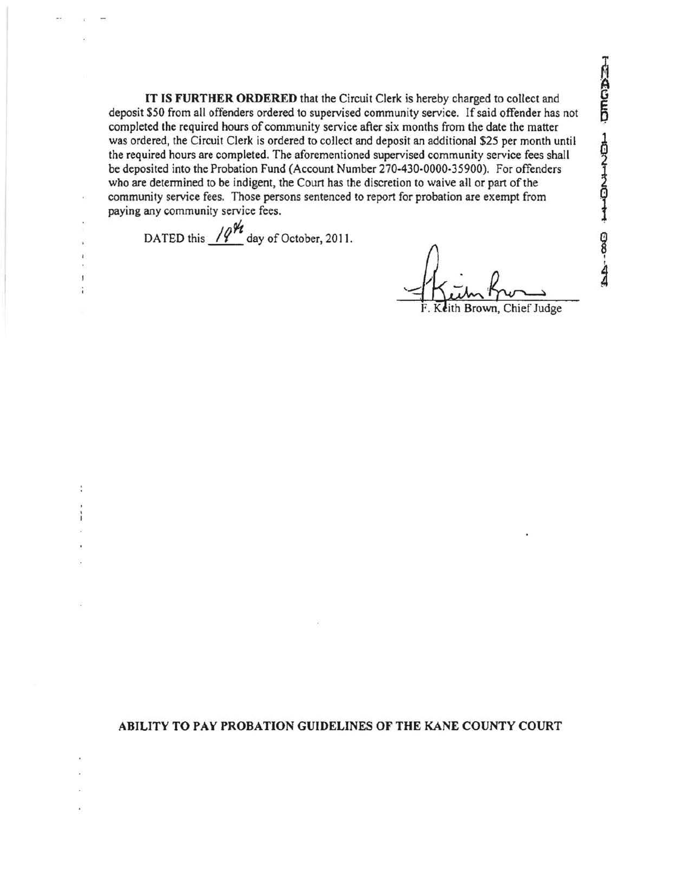**IT IS FURTHER ORDERED** that the Circuit Clerk is hereby charged to collect and deposit $50 from all offenders ordered to supervised community service. If said offender has not completed the required hours of community service after six months from the date the matter was ordered, the Circuit Clerk is ordered to collect and deposit an additional $25 per month until the required hours are completed. The aforementioned supervised community service fees shall be deposited into the Probation Fund (Account Number 270-430-0000-35900). For offenders who are determined to be indigent, the Court has the discretion to waive all or part of the community service fees. Those persons sentenced to report for probation are exempt from paying any community service fees.

DATED this 19th day of October, 2011.

F. Keith Brown, Chief Judge

IMAGED 10-20-11 08:44

**ABILITY TO PAY PROBATION GUIDELINES OF THE KANE COUNTY COURT**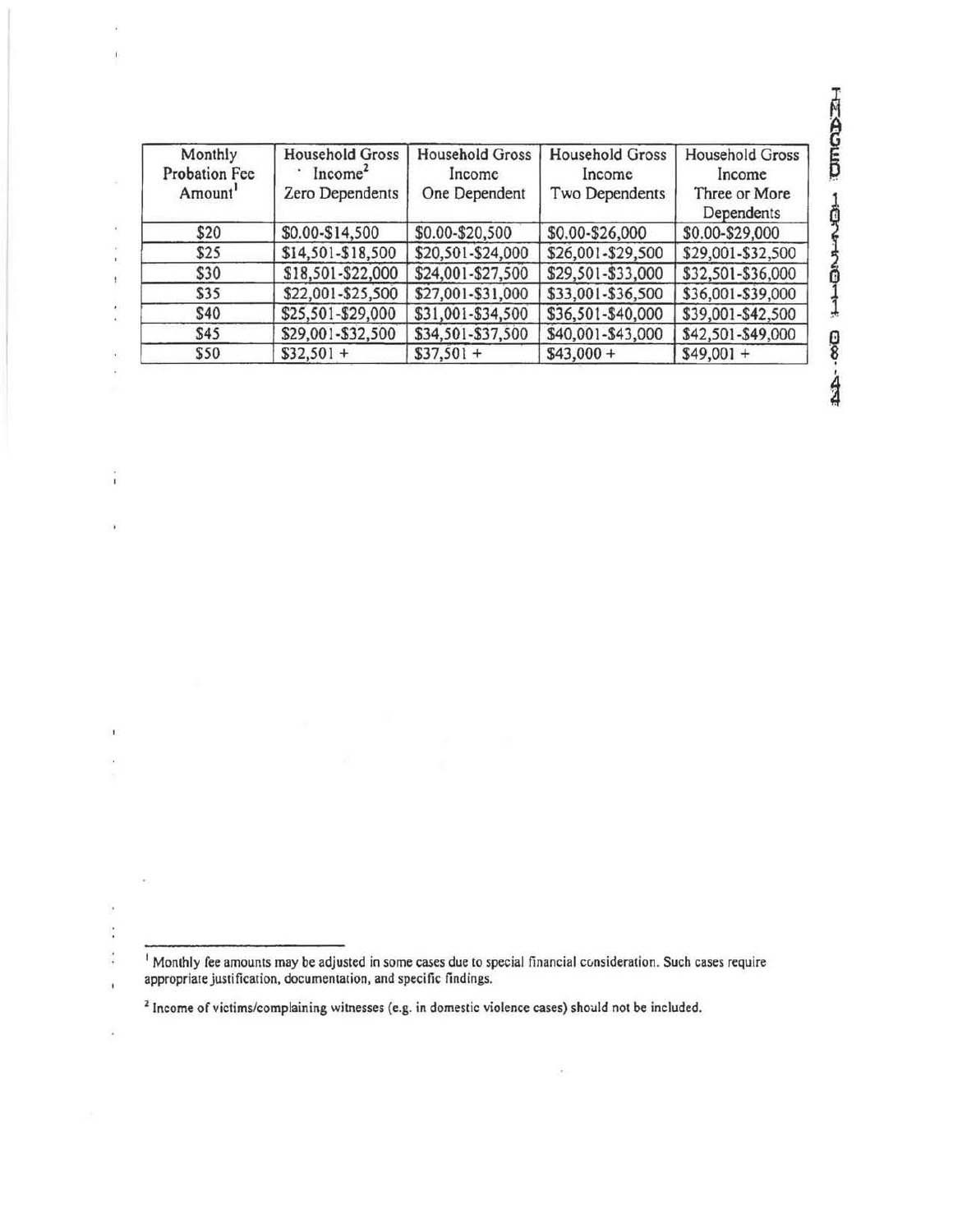| Monthly Probation Fee Amount[1] | Household Gross Income[2] Zero Dependents | Household Gross Income One Dependent | Household Gross Income Two Dependents | Household Gross Income Three or More Dependents |
|---|---|---|---|---|
| $20 | $0.00-$14,500 | $0.00-$20,500 | $0.00-$26,000 | $0.00-$29,000 |
| $25 | $14,501-$18,500 | $20,501-$24,000 | $26,001-$29,500 | $29,001-$32,500 |
| $30 | $18,501-$22,000 | $24,001-$27,500 | $29,501-$33,000 | $32,501-$36,000 |
| $35 | $22,001-$25,500 | $27,001-$31,000 | $33,001-$36,500 | $36,001-$39,000 |
| $40 | $25,501-$29,000 | $31,001-$34,500 | $36,501-$40,000 | $39,001-$42,500 |
| $45 | $29,001-$32,500 | $34,501-$37,500 | $40,001-$43,000 | $42,501-$49,000 |
| $50 | $32,501 + | $37,501 + | $43,000 + | $49,001 + |

[1] Monthly fee amounts may be adjusted in some cases due to special financial consideration. Such cases require appropriate justification, documentation, and specific findings.

[2] Income of victims/complaining witnesses (e.g. in domestic violence cases) should not be included.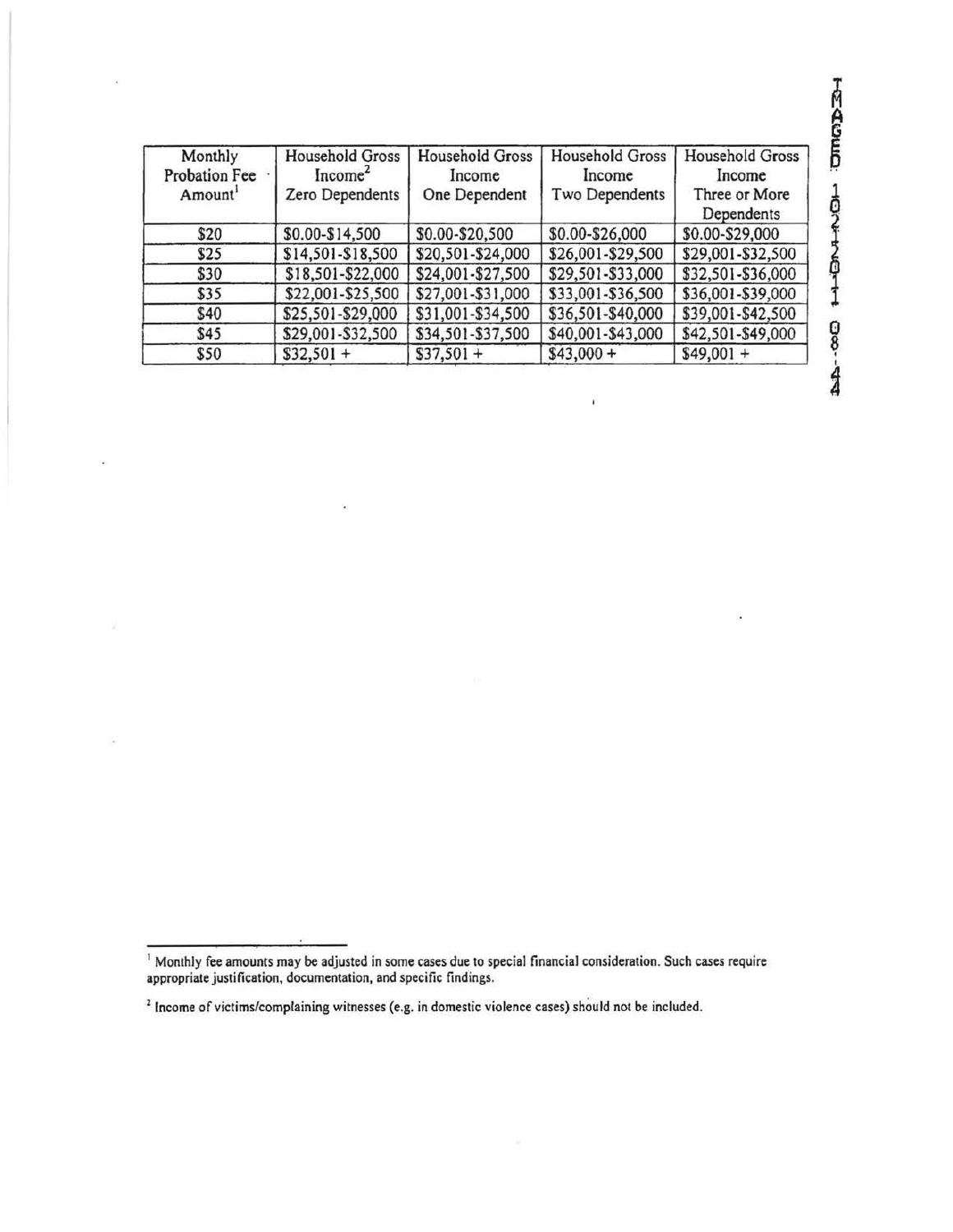| Monthly Probation Fee Amount[1] | Household Gross Income[2] Zero Dependents | Household Gross Income One Dependent | Household Gross Income Two Dependents | Household Gross Income Three or More Dependents |
|---|---|---|---|---|
| $20 | $0.00-$14,500 | $0.00-$20,500 | $0.00-$26,000 | $0.00-$29,000 |
| $25 | $14,501-$18,500 | $20,501-$24,000 | $26,001-$29,500 | $29,001-$32,500 |
| $30 | $18,501-$22,000 | $24,001-$27,500 | $29,501-$33,000 | $32,501-$36,000 |
| $35 | $22,001-$25,500 | $27,001-$31,000 | $33,001-$36,500 | $36,001-$39,000 |
| $40 | $25,501-$29,000 | $31,001-$34,500 | $36,501-$40,000 | $39,001-$42,500 |
| $45 | $29,001-$32,500 | $34,501-$37,500 | $40,001-$43,000 | $42,501-$49,000 |
| $50 | $32,501 + | $37,501 + | $43,000 + | $49,001 + |

[1] Monthly fee amounts may be adjusted in some cases due to special financial consideration. Such cases require appropriate justification, documentation, and specific findings.

[2] Income of victims/complaining witnesses (e.g. in domestic violence cases) should not be included.